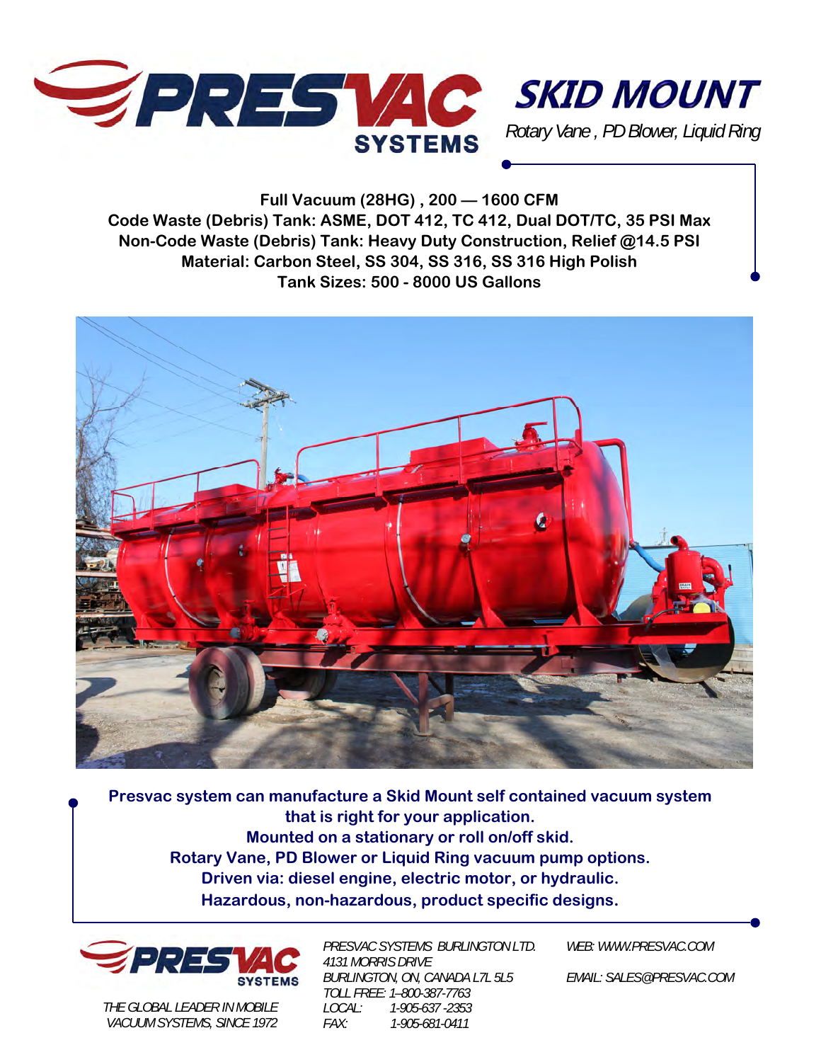# PRESVAC SYSTEMS

## SKID MOUNT

*Rotary Vane , PD Blower, Liquid Ring*

**Full Vacuum (28HG) , 200 — 1600 CFM**
**Code Waste (Debris) Tank: ASME, DOT 412, TC 412, Dual DOT/TC, 35 PSI Max**
**Non-Code Waste (Debris) Tank: Heavy Duty Construction, Relief @14.5 PSI**
**Material: Carbon Steel, SS 304, SS 316, SS 316 High Polish**
**Tank Sizes: 500 - 8000 US Gallons**

**Presvac system can manufacture a Skid Mount self contained vacuum system that is right for your application.**
**Mounted on a stationary or roll on/off skid.**
**Rotary Vane, PD Blower or Liquid Ring vacuum pump options.**
**Driven via: diesel engine, electric motor, or hydraulic.**
**Hazardous, non-hazardous, product specific designs.**

PRESVAC SYSTEMS

*THE GLOBAL LEADER IN MOBILE VACUUM SYSTEMS, SINCE 1972*

*PRESVAC SYSTEMS BURLINGTON LTD.*
*4131 MORRIS DRIVE*
*BURLINGTON, ON, CANADA L7L 5L5*
*TOLL FREE: 1–800-387-7763*
*LOCAL: 1-905-637 -2353*
*FAX: 1-905-681-0411*

*WEB: WWW.PRESVAC.COM*

*EMAIL: SALES@PRESVAC.COM*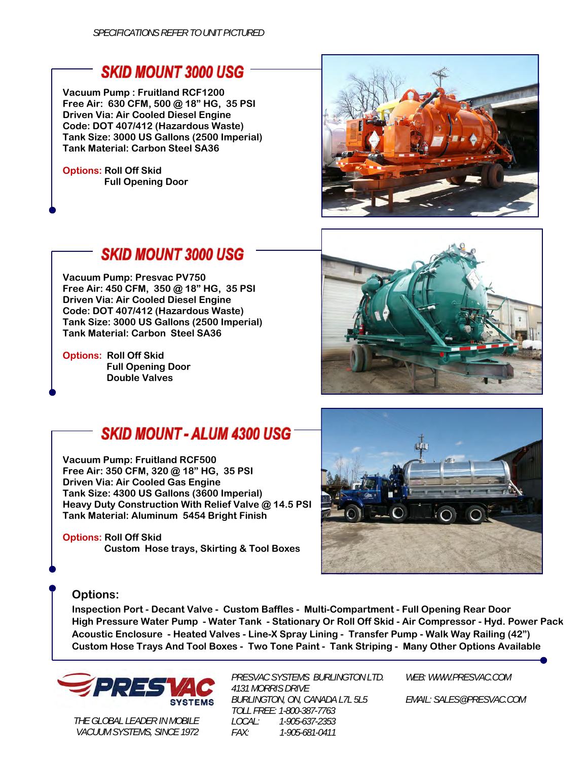*SPECIFICATIONS REFER TO UNIT PICTURED*

## SKID MOUNT 3000 USG

**Vacuum Pump : Fruitland RCF1200**
**Free Air: 630 CFM, 500 @ 18" HG, 35 PSI**
**Driven Via: Air Cooled Diesel Engine**
**Code: DOT 407/412 (Hazardous Waste)**
**Tank Size: 3000 US Gallons (2500 Imperial)**
**Tank Material: Carbon Steel SA36**

**Options: Roll Off Skid**
**Full Opening Door**

## SKID MOUNT 3000 USG

**Vacuum Pump: Presvac PV750**
**Free Air: 450 CFM, 350 @ 18" HG, 35 PSI**
**Driven Via: Air Cooled Diesel Engine**
**Code: DOT 407/412 (Hazardous Waste)**
**Tank Size: 3000 US Gallons (2500 Imperial)**
**Tank Material: Carbon Steel SA36**

**Options: Roll Off Skid**
**Full Opening Door**
**Double Valves**

## SKID MOUNT - ALUM 4300 USG

**Vacuum Pump: Fruitland RCF500**
**Free Air: 350 CFM, 320 @ 18" HG, 35 PSI**
**Driven Via: Air Cooled Gas Engine**
**Tank Size: 4300 US Gallons (3600 Imperial)**
**Heavy Duty Construction With Relief Valve @ 14.5 PSI**
**Tank Material: Aluminum 5454 Bright Finish**

**Options: Roll Off Skid**
**Custom Hose trays, Skirting & Tool Boxes**

### Options:

**Inspection Port - Decant Valve - Custom Baffles - Multi-Compartment - Full Opening Rear Door**
**High Pressure Water Pump - Water Tank - Stationary Or Roll Off Skid - Air Compressor - Hyd. Power Pack**
**Acoustic Enclosure - Heated Valves - Line-X Spray Lining - Transfer Pump - Walk Way Railing (42")**
**Custom Hose Trays And Tool Boxes - Two Tone Paint - Tank Striping - Many Other Options Available**

PRESVAC SYSTEMS

*THE GLOBAL LEADER IN MOBILE VACUUM SYSTEMS, SINCE 1972*

*PRESVAC SYSTEMS BURLINGTON LTD.*
*4131 MORRIS DRIVE*
*BURLINGTON, ON, CANADA L7L 5L5*
*TOLL FREE: 1-800-387-7763*
*LOCAL: 1-905-637-2353*
*FAX: 1-905-681-0411*

*WEB: WWW.PRESVAC.COM*

*EMAIL: SALES@PRESVAC.COM*